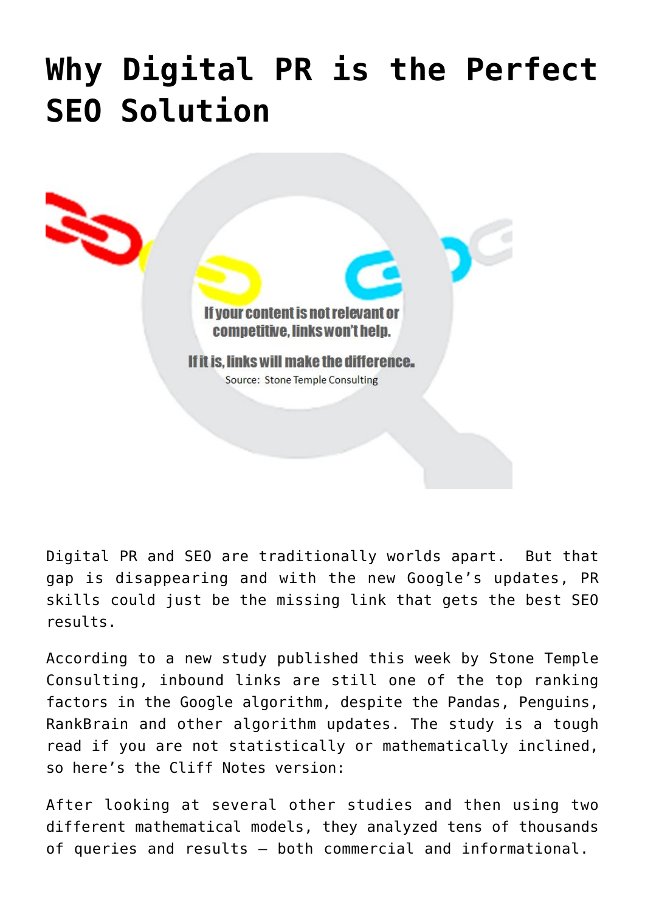# Why Digital PR is the Perfect SEO Solution

Digital PR and SEO are traditionally worlds apart. But that gap is disappearing and with the new Google's updates, PR skills could just be the missing link that gets the best SEO results.

According to a new study published this week by Stone Temple Consulting, inbound links are still one of the top ranking factors in the Google algorithm, despite the Pandas, Penguins, RankBrain and other algorithm updates. The study is a tough read if you are not statistically or mathematically inclined, so here's the Cliff Notes version:

After looking at several other studies and then using two different mathematical models, they analyzed tens of thousands of queries and results – both commercial and informational.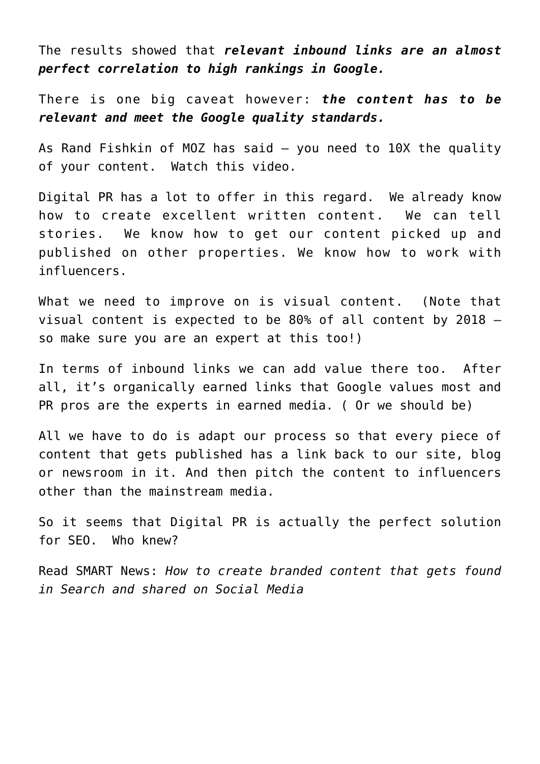The results showed that ***relevant inbound links are an almost perfect correlation to high rankings in Google.***

There is one big caveat however: ***the content has to be relevant and meet the Google quality standards.***

As Rand Fishkin of MOZ has said – you need to 10X the quality of your content. Watch this video.

Digital PR has a lot to offer in this regard. We already know how to create excellent written content. We can tell stories. We know how to get our content picked up and published on other properties. We know how to work with influencers.

What we need to improve on is visual content. (Note that visual content is expected to be 80% of all content by 2018 – so make sure you are an expert at this too!)

In terms of inbound links we can add value there too. After all, it's organically earned links that Google values most and PR pros are the experts in earned media. ( Or we should be)

All we have to do is adapt our process so that every piece of content that gets published has a link back to our site, blog or newsroom in it. And then pitch the content to influencers other than the mainstream media.

So it seems that Digital PR is actually the perfect solution for SEO. Who knew?

Read SMART News: *How to create branded content that gets found in Search and shared on Social Media*